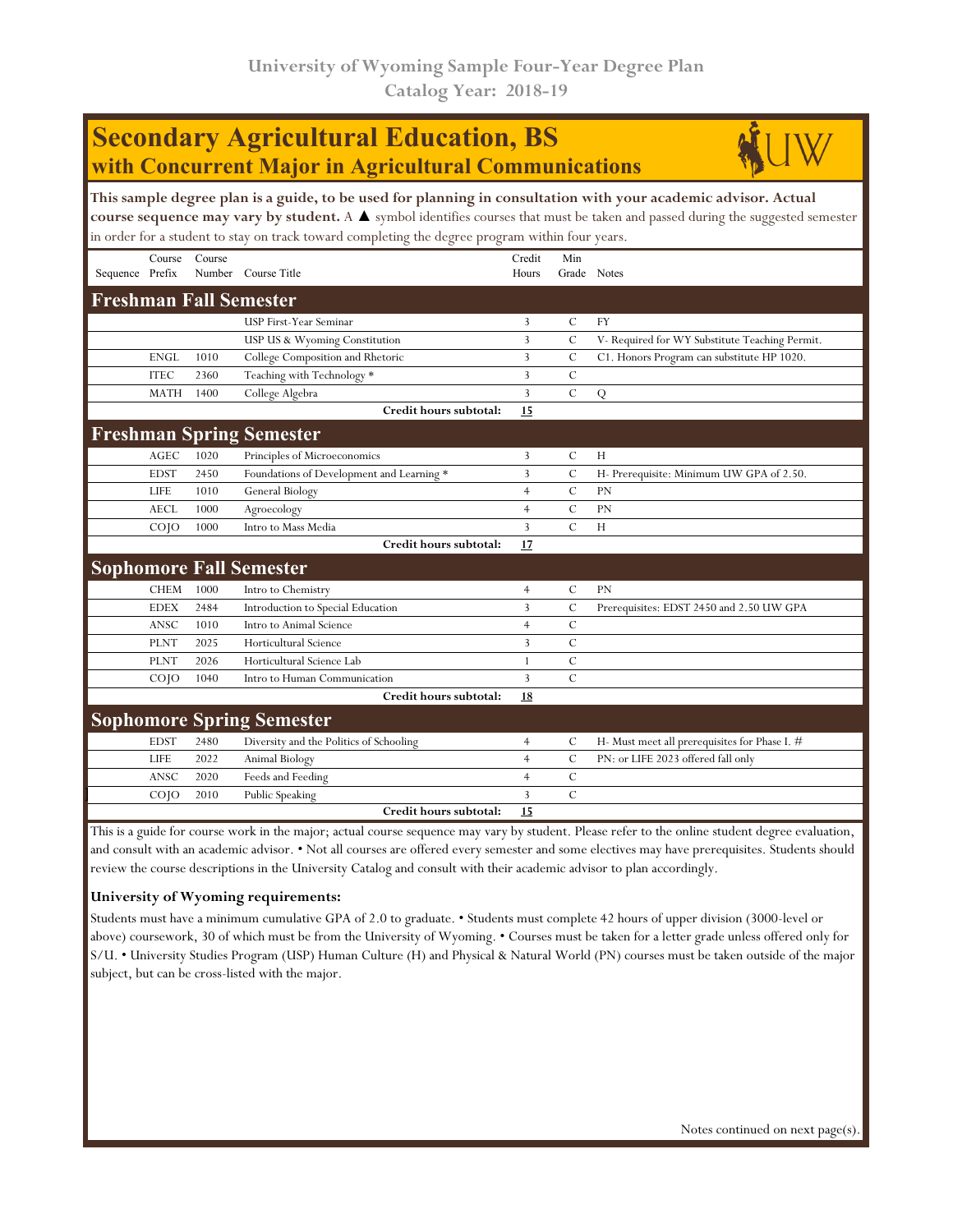# University of Wyoming Sample Four-Year Degree Plan
## Catalog Year: 2018-19

# Secondary Agricultural Education, BS
## with Concurrent Major in Agricultural Communications

**This sample degree plan is a guide, to be used for planning in consultation with your academic advisor. Actual course sequence may vary by student.** A ▲ symbol identifies courses that must be taken and passed during the suggested semester in order for a student to stay on track toward completing the degree program within four years.

| Sequence | Course Prefix | Course Number | Course Title | Credit Hours | Min Grade | Notes |
|---|---|---|---|---|---|---|
| **Freshman Fall Semester** | | | | | | |
| | | | USP First-Year Seminar | 3 | C | FY |
| | | | USP US & Wyoming Constitution | 3 | C | V- Required for WY Substitute Teaching Permit. |
| | ENGL | 1010 | College Composition and Rhetoric | 3 | C | C1. Honors Program can substitute HP 1020. |
| | ITEC | 2360 | Teaching with Technology * | 3 | C | |
| | MATH | 1400 | College Algebra | 3 | C | Q |
| | | | **Credit hours subtotal:** | **15** | | |
| **Freshman Spring Semester** | | | | | | |
| | AGEC | 1020 | Principles of Microeconomics | 3 | C | H |
| | EDST | 2450 | Foundations of Development and Learning * | 3 | C | H- Prerequisite: Minimum UW GPA of 2.50. |
| | LIFE | 1010 | General Biology | 4 | C | PN |
| | AECL | 1000 | Agroecology | 4 | C | PN |
| | COJO | 1000 | Intro to Mass Media | 3 | C | H |
| | | | **Credit hours subtotal:** | **17** | | |
| **Sophomore Fall Semester** | | | | | | |
| | CHEM | 1000 | Intro to Chemistry | 4 | C | PN |
| | EDEX | 2484 | Introduction to Special Education | 3 | C | Prerequisites: EDST 2450 and 2.50 UW GPA |
| | ANSC | 1010 | Intro to Animal Science | 4 | C | |
| | PLNT | 2025 | Horticultural Science | 3 | C | |
| | PLNT | 2026 | Horticultural Science Lab | 1 | C | |
| | COJO | 1040 | Intro to Human Communication | 3 | C | |
| | | | **Credit hours subtotal:** | **18** | | |
| **Sophomore Spring Semester** | | | | | | |
| | EDST | 2480 | Diversity and the Politics of Schooling | 4 | C | H- Must meet all prerequisites for Phase I. # |
| | LIFE | 2022 | Animal Biology | 4 | C | PN: or LIFE 2023 offered fall only |
| | ANSC | 2020 | Feeds and Feeding | 4 | C | |
| | COJO | 2010 | Public Speaking | 3 | C | |
| | | | **Credit hours subtotal:** | **15** | | |

This is a guide for course work in the major; actual course sequence may vary by student. Please refer to the online student degree evaluation, and consult with an academic advisor. • Not all courses are offered every semester and some electives may have prerequisites. Students should review the course descriptions in the University Catalog and consult with their academic advisor to plan accordingly.

**University of Wyoming requirements:**

Students must have a minimum cumulative GPA of 2.0 to graduate. • Students must complete 42 hours of upper division (3000-level or above) coursework, 30 of which must be from the University of Wyoming. • Courses must be taken for a letter grade unless offered only for S/U. • University Studies Program (USP) Human Culture (H) and Physical & Natural World (PN) courses must be taken outside of the major subject, but can be cross-listed with the major.

Notes continued on next page(s).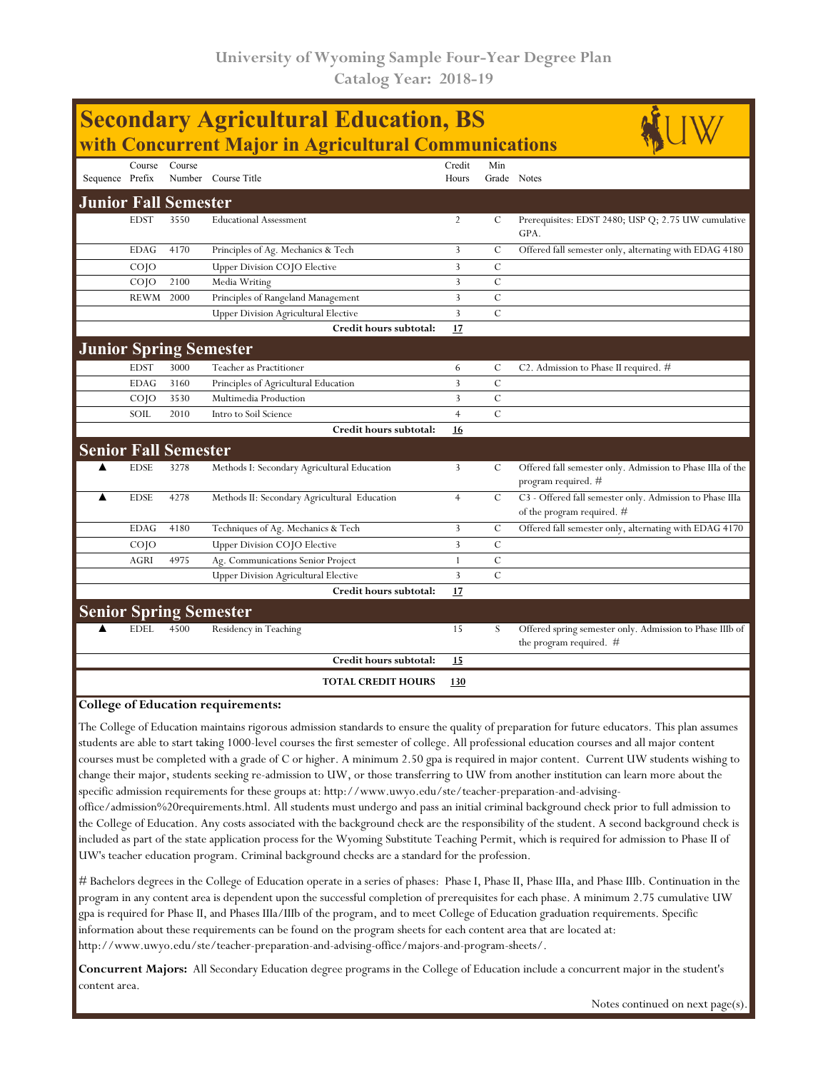University of Wyoming Sample Four-Year Degree Plan
Catalog Year: 2018-19

# Secondary Agricultural Education, BS
## with Concurrent Major in Agricultural Communications

| Sequence | Course Prefix | Course Number | Course Title | Credit Hours | Min Grade | Notes |
|---|---|---|---|---|---|---|
| **Junior Fall Semester** | | | | | | |
| | EDST | 3550 | Educational Assessment | 2 | C | Prerequisites: EDST 2480; USP Q; 2.75 UW cumulative GPA. |
| | EDAG | 4170 | Principles of Ag. Mechanics & Tech | 3 | C | Offered fall semester only, alternating with EDAG 4180 |
| | COJO | | Upper Division COJO Elective | 3 | C | |
| | COJO | 2100 | Media Writing | 3 | C | |
| | REWM | 2000 | Principles of Rangeland Management | 3 | C | |
| | | | Upper Division Agricultural Elective | 3 | C | |
| | | | **Credit hours subtotal:** | **17** | | |
| **Junior Spring Semester** | | | | | | |
| | EDST | 3000 | Teacher as Practitioner | 6 | C | C2. Admission to Phase II required. # |
| | EDAG | 3160 | Principles of Agricultural Education | 3 | C | |
| | COJO | 3530 | Multimedia Production | 3 | C | |
| | SOIL | 2010 | Intro to Soil Science | 4 | C | |
| | | | **Credit hours subtotal:** | **16** | | |
| **Senior Fall Semester** | | | | | | |
| ▲ | EDSE | 3278 | Methods I: Secondary Agricultural Education | 3 | C | Offered fall semester only. Admission to Phase IIIa of the program required. # |
| ▲ | EDSE | 4278 | Methods II: Secondary Agricultural Education | 4 | C | C3 - Offered fall semester only. Admission to Phase IIIa of the program required. # |
| | EDAG | 4180 | Techniques of Ag. Mechanics & Tech | 3 | C | Offered fall semester only, alternating with EDAG 4170 |
| | COJO | | Upper Division COJO Elective | 3 | C | |
| | AGRI | 4975 | Ag. Communications Senior Project | 1 | C | |
| | | | Upper Division Agricultural Elective | 3 | C | |
| | | | **Credit hours subtotal:** | **17** | | |
| **Senior Spring Semester** | | | | | | |
| ▲ | EDEL | 4500 | Residency in Teaching | 15 | S | Offered spring semester only. Admission to Phase IIIb of the program required. # |
| | | | **Credit hours subtotal:** | **15** | | |
| | | | **TOTAL CREDIT HOURS** | **130** | | |

**College of Education requirements:**

The College of Education maintains rigorous admission standards to ensure the quality of preparation for future educators. This plan assumes students are able to start taking 1000-level courses the first semester of college. All professional education courses and all major content courses must be completed with a grade of C or higher. A minimum 2.50 gpa is required in major content. Current UW students wishing to change their major, students seeking re-admission to UW, or those transferring to UW from another institution can learn more about the specific admission requirements for these groups at: http://www.uwyo.edu/ste/teacher-preparation-and-advising-office/admission%20requirements.html. All students must undergo and pass an initial criminal background check prior to full admission to the College of Education. Any costs associated with the background check are the responsibility of the student. A second background check is included as part of the state application process for the Wyoming Substitute Teaching Permit, which is required for admission to Phase II of UW's teacher education program. Criminal background checks are a standard for the profession.

# Bachelors degrees in the College of Education operate in a series of phases: Phase I, Phase II, Phase IIIa, and Phase IIIb. Continuation in the program in any content area is dependent upon the successful completion of prerequisites for each phase. A minimum 2.75 cumulative UW gpa is required for Phase II, and Phases IIIa/IIIb of the program, and to meet College of Education graduation requirements. Specific information about these requirements can be found on the program sheets for each content area that are located at: http://www.uwyo.edu/ste/teacher-preparation-and-advising-office/majors-and-program-sheets/.

**Concurrent Majors:** All Secondary Education degree programs in the College of Education include a concurrent major in the student's content area.

Notes continued on next page(s).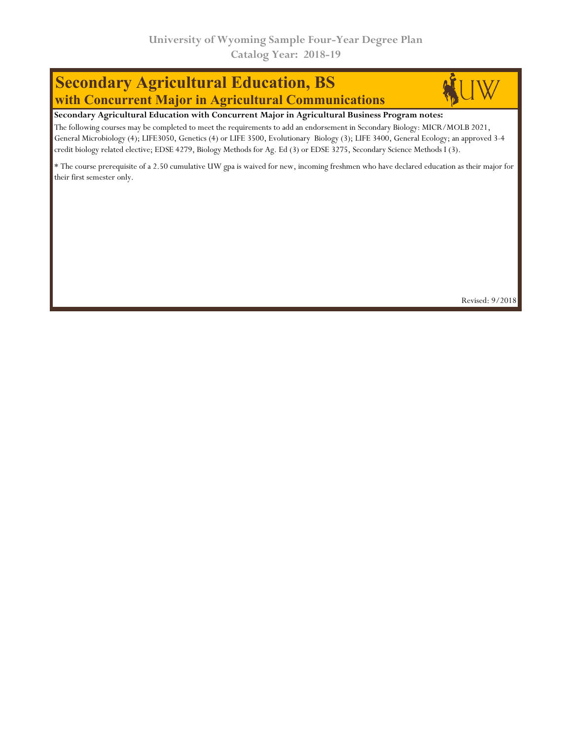# Secondary Agricultural Education, BS

## with Concurrent Major in Agricultural Communications

**Secondary Agricultural Education with Concurrent Major in Agricultural Business Program notes:**

The following courses may be completed to meet the requirements to add an endorsement in Secondary Biology: MICR/MOLB 2021, General Microbiology (4); LIFE3050, Genetics (4) or LIFE 3500, Evolutionary Biology (3); LIFE 3400, General Ecology; an approved 3-4 credit biology related elective; EDSE 4279, Biology Methods for Ag. Ed (3) or EDSE 3275, Secondary Science Methods I (3).

* The course prerequisite of a 2.50 cumulative UW gpa is waived for new, incoming freshmen who have declared education as their major for their first semester only.

Revised: 9/2018